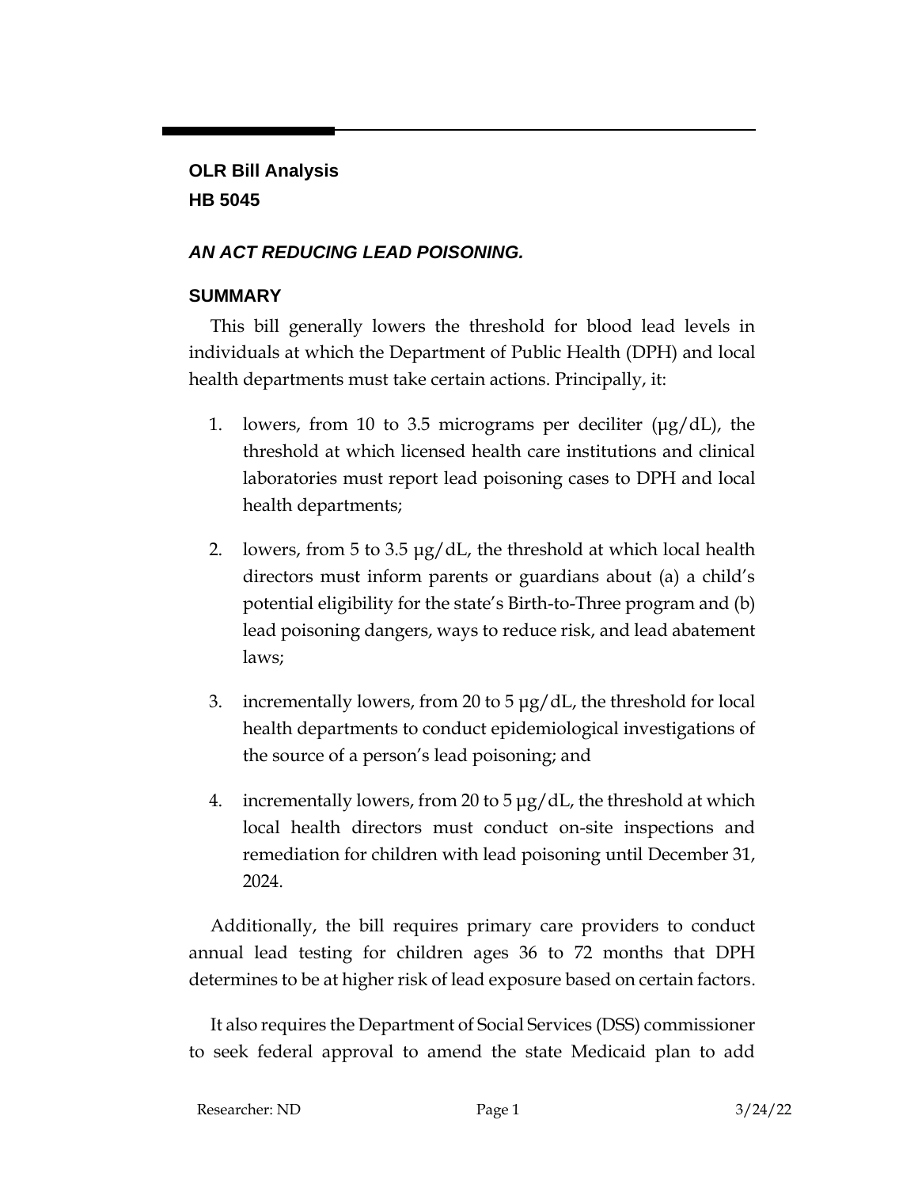**OLR Bill Analysis**
**HB 5045**

## *AN ACT REDUCING LEAD POISONING.*

### SUMMARY

This bill generally lowers the threshold for blood lead levels in individuals at which the Department of Public Health (DPH) and local health departments must take certain actions. Principally, it:

1. lowers, from 10 to 3.5 micrograms per deciliter (µg/dL), the threshold at which licensed health care institutions and clinical laboratories must report lead poisoning cases to DPH and local health departments;

2. lowers, from 5 to 3.5 µg/dL, the threshold at which local health directors must inform parents or guardians about (a) a child's potential eligibility for the state's Birth-to-Three program and (b) lead poisoning dangers, ways to reduce risk, and lead abatement laws;

3. incrementally lowers, from 20 to 5 µg/dL, the threshold for local health departments to conduct epidemiological investigations of the source of a person's lead poisoning; and

4. incrementally lowers, from 20 to 5 µg/dL, the threshold at which local health directors must conduct on-site inspections and remediation for children with lead poisoning until December 31, 2024.

Additionally, the bill requires primary care providers to conduct annual lead testing for children ages 36 to 72 months that DPH determines to be at higher risk of lead exposure based on certain factors.

It also requires the Department of Social Services (DSS) commissioner to seek federal approval to amend the state Medicaid plan to add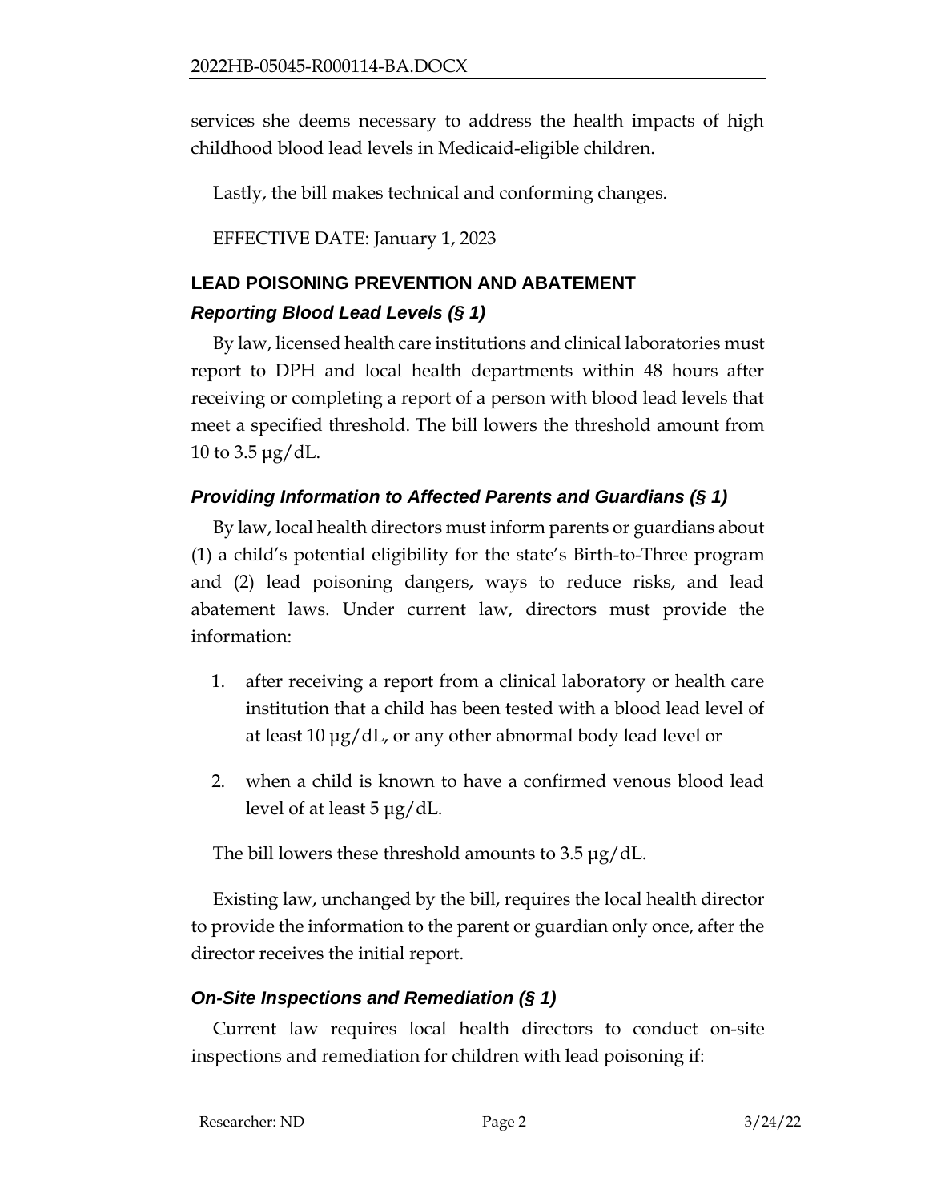services she deems necessary to address the health impacts of high childhood blood lead levels in Medicaid-eligible children.

Lastly, the bill makes technical and conforming changes.

EFFECTIVE DATE: January 1, 2023

## LEAD POISONING PREVENTION AND ABATEMENT

### *Reporting Blood Lead Levels (§ 1)*

By law, licensed health care institutions and clinical laboratories must report to DPH and local health departments within 48 hours after receiving or completing a report of a person with blood lead levels that meet a specified threshold. The bill lowers the threshold amount from 10 to 3.5 μg/dL.

### *Providing Information to Affected Parents and Guardians (§ 1)*

By law, local health directors must inform parents or guardians about (1) a child's potential eligibility for the state's Birth-to-Three program and (2) lead poisoning dangers, ways to reduce risks, and lead abatement laws. Under current law, directors must provide the information:

1. after receiving a report from a clinical laboratory or health care institution that a child has been tested with a blood lead level of at least 10 μg/dL, or any other abnormal body lead level or
2. when a child is known to have a confirmed venous blood lead level of at least 5 μg/dL.

The bill lowers these threshold amounts to 3.5 μg/dL.

Existing law, unchanged by the bill, requires the local health director to provide the information to the parent or guardian only once, after the director receives the initial report.

### *On-Site Inspections and Remediation (§ 1)*

Current law requires local health directors to conduct on-site inspections and remediation for children with lead poisoning if: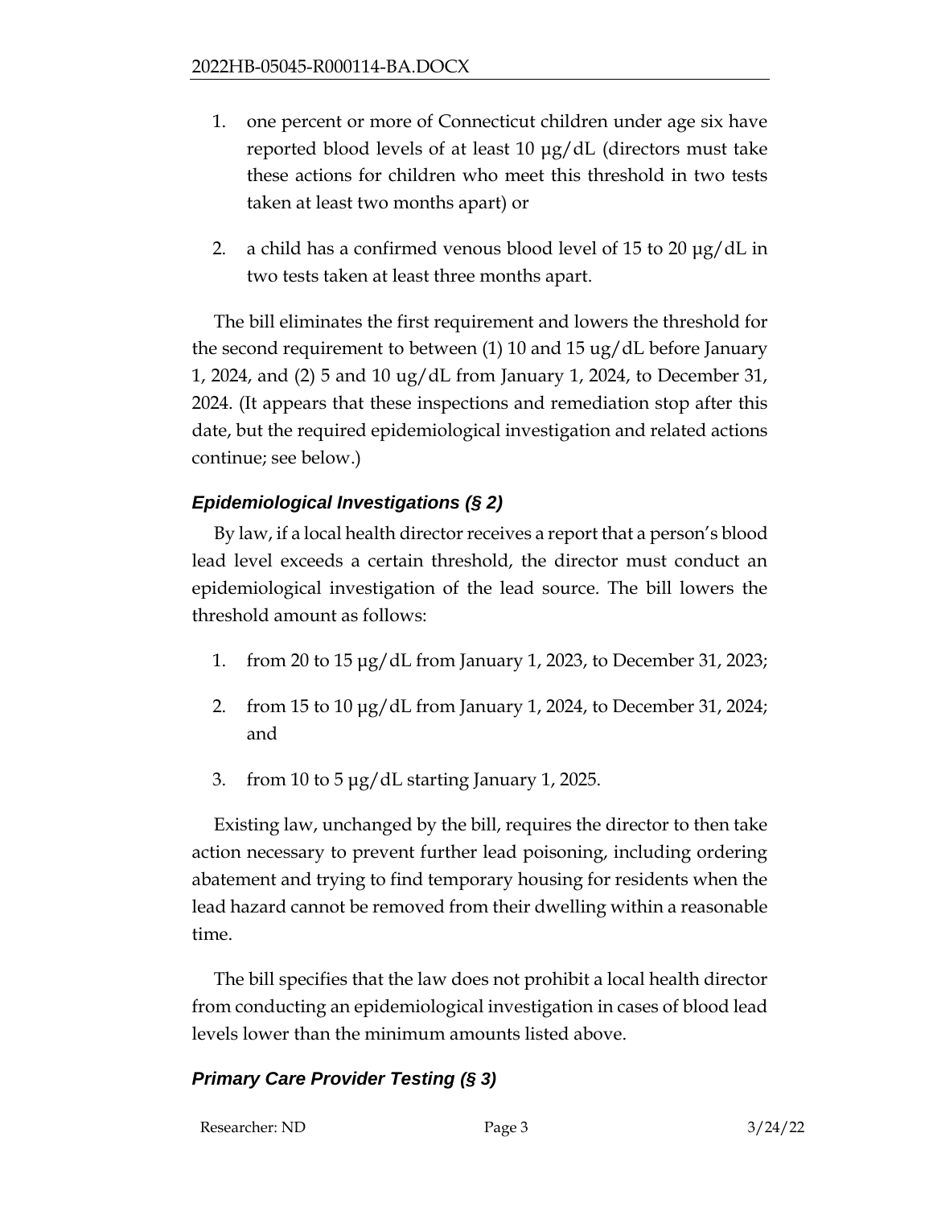1. one percent or more of Connecticut children under age six have reported blood levels of at least 10 µg/dL (directors must take these actions for children who meet this threshold in two tests taken at least two months apart) or

2. a child has a confirmed venous blood level of 15 to 20 µg/dL in two tests taken at least three months apart.

The bill eliminates the first requirement and lowers the threshold for the second requirement to between (1) 10 and 15 ug/dL before January 1, 2024, and (2) 5 and 10 ug/dL from January 1, 2024, to December 31, 2024. (It appears that these inspections and remediation stop after this date, but the required epidemiological investigation and related actions continue; see below.)

### *Epidemiological Investigations (§ 2)*

By law, if a local health director receives a report that a person's blood lead level exceeds a certain threshold, the director must conduct an epidemiological investigation of the lead source. The bill lowers the threshold amount as follows:

1. from 20 to 15 µg/dL from January 1, 2023, to December 31, 2023;

2. from 15 to 10 µg/dL from January 1, 2024, to December 31, 2024; and

3. from 10 to 5 µg/dL starting January 1, 2025.

Existing law, unchanged by the bill, requires the director to then take action necessary to prevent further lead poisoning, including ordering abatement and trying to find temporary housing for residents when the lead hazard cannot be removed from their dwelling within a reasonable time.

The bill specifies that the law does not prohibit a local health director from conducting an epidemiological investigation in cases of blood lead levels lower than the minimum amounts listed above.

### *Primary Care Provider Testing (§ 3)*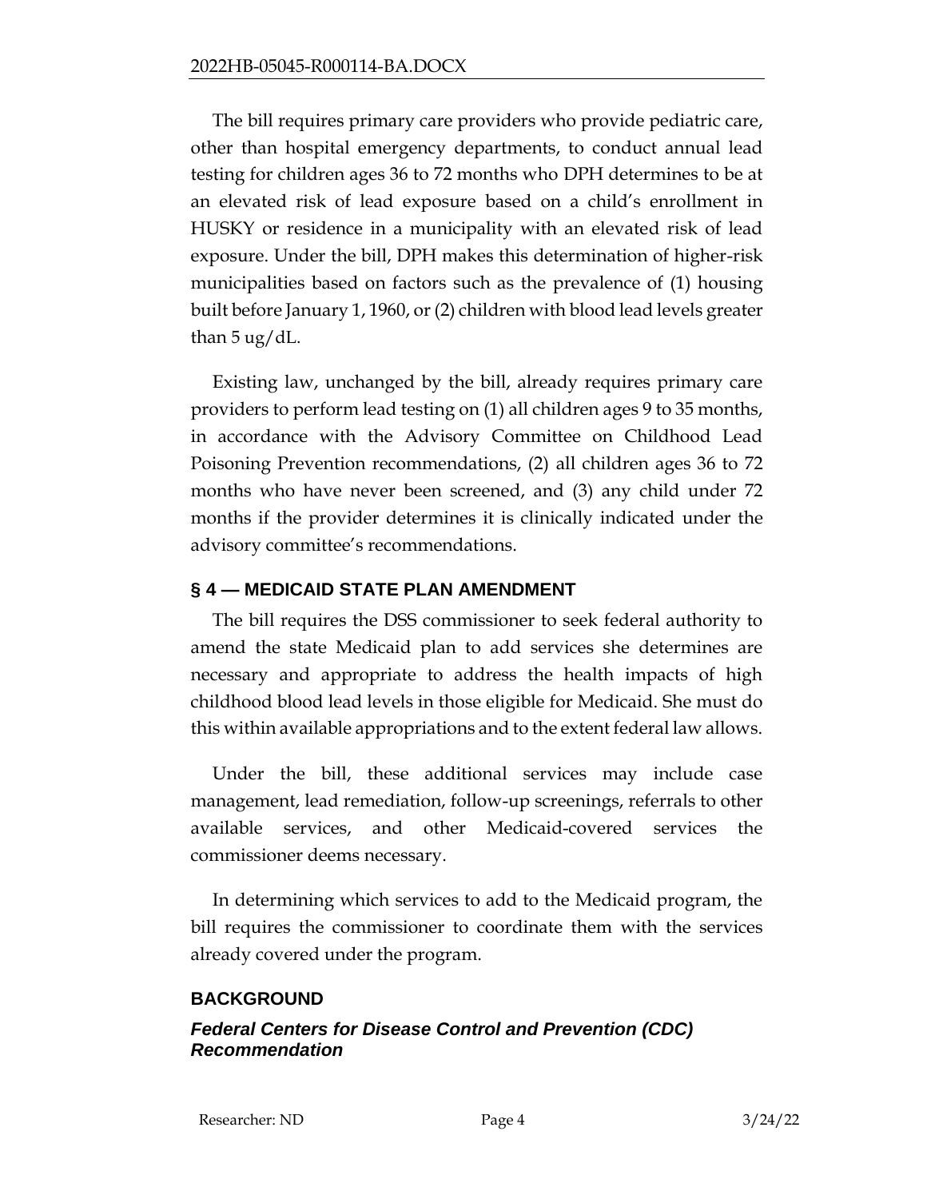The bill requires primary care providers who provide pediatric care, other than hospital emergency departments, to conduct annual lead testing for children ages 36 to 72 months who DPH determines to be at an elevated risk of lead exposure based on a child's enrollment in HUSKY or residence in a municipality with an elevated risk of lead exposure. Under the bill, DPH makes this determination of higher-risk municipalities based on factors such as the prevalence of (1) housing built before January 1, 1960, or (2) children with blood lead levels greater than 5 ug/dL.

Existing law, unchanged by the bill, already requires primary care providers to perform lead testing on (1) all children ages 9 to 35 months, in accordance with the Advisory Committee on Childhood Lead Poisoning Prevention recommendations, (2) all children ages 36 to 72 months who have never been screened, and (3) any child under 72 months if the provider determines it is clinically indicated under the advisory committee's recommendations.

## § 4 — MEDICAID STATE PLAN AMENDMENT

The bill requires the DSS commissioner to seek federal authority to amend the state Medicaid plan to add services she determines are necessary and appropriate to address the health impacts of high childhood blood lead levels in those eligible for Medicaid. She must do this within available appropriations and to the extent federal law allows.

Under the bill, these additional services may include case management, lead remediation, follow-up screenings, referrals to other available services, and other Medicaid-covered services the commissioner deems necessary.

In determining which services to add to the Medicaid program, the bill requires the commissioner to coordinate them with the services already covered under the program.

## BACKGROUND

### *Federal Centers for Disease Control and Prevention (CDC) Recommendation*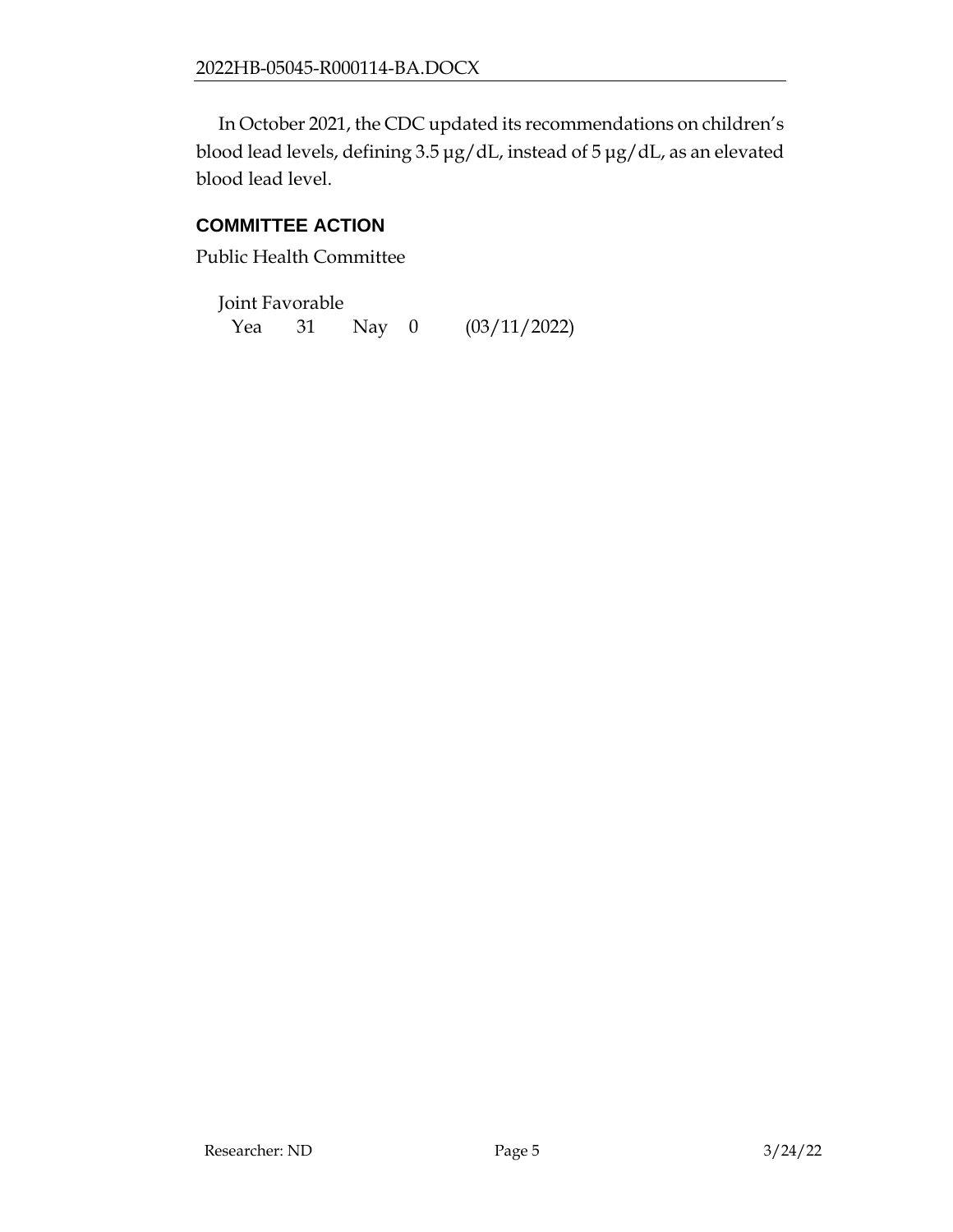In October 2021, the CDC updated its recommendations on children's blood lead levels, defining 3.5 µg/dL, instead of 5 µg/dL, as an elevated blood lead level.

## COMMITTEE ACTION

Public Health Committee

| | | | | |
|---|---|---|---|---|
| Joint Favorable | | | | |
| Yea | 31 | Nay | 0 | (03/11/2022) |